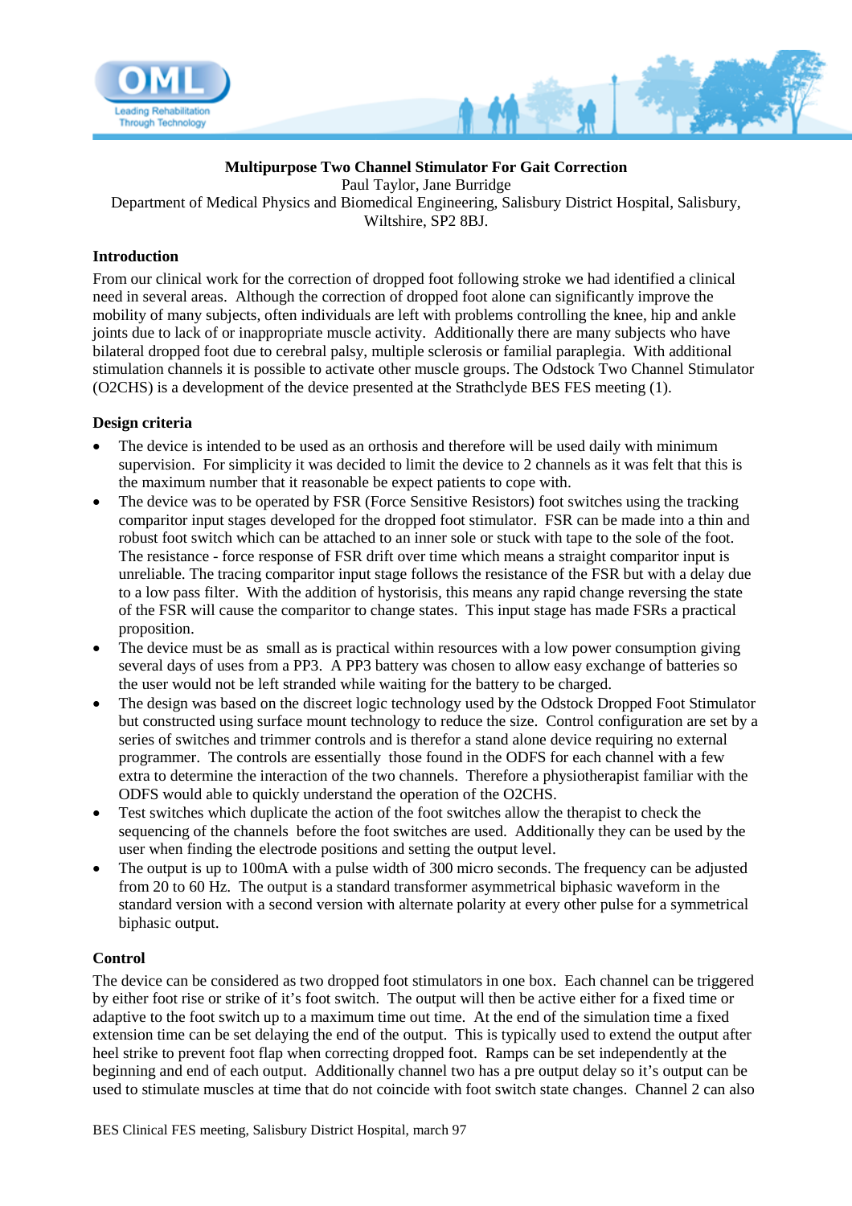# Multipurpose Two Channel Stimulator For Gait Correction

Paul Taylor, Jane Burridge

Department of Medical Physics and Biomedical Engineering, Salisbury District Hospital, Salisbury, Wiltshire, SP2 8BJ.

## Introduction

From our clinical work for the correction of dropped foot following stroke we had identified a clinical need in several areas. Although the correction of dropped foot alone can significantly improve the mobility of many subjects, often individuals are left with problems controlling the knee, hip and ankle joints due to lack of or inappropriate muscle activity. Additionally there are many subjects who have bilateral dropped foot due to cerebral palsy, multiple sclerosis or familial paraplegia. With additional stimulation channels it is possible to activate other muscle groups. The Odstock Two Channel Stimulator (O2CHS) is a development of the device presented at the Strathclyde BES FES meeting (1).

## Design criteria

- The device is intended to be used as an orthosis and therefore will be used daily with minimum supervision. For simplicity it was decided to limit the device to 2 channels as it was felt that this is the maximum number that it reasonable be expect patients to cope with.
- The device was to be operated by FSR (Force Sensitive Resistors) foot switches using the tracking comparitor input stages developed for the dropped foot stimulator. FSR can be made into a thin and robust foot switch which can be attached to an inner sole or stuck with tape to the sole of the foot. The resistance - force response of FSR drift over time which means a straight comparitor input is unreliable. The tracing comparitor input stage follows the resistance of the FSR but with a delay due to a low pass filter. With the addition of hystorisis, this means any rapid change reversing the state of the FSR will cause the comparitor to change states. This input stage has made FSRs a practical proposition.
- The device must be as small as is practical within resources with a low power consumption giving several days of uses from a PP3. A PP3 battery was chosen to allow easy exchange of batteries so the user would not be left stranded while waiting for the battery to be charged.
- The design was based on the discreet logic technology used by the Odstock Dropped Foot Stimulator but constructed using surface mount technology to reduce the size. Control configuration are set by a series of switches and trimmer controls and is therefor a stand alone device requiring no external programmer. The controls are essentially those found in the ODFS for each channel with a few extra to determine the interaction of the two channels. Therefore a physiotherapist familiar with the ODFS would able to quickly understand the operation of the O2CHS.
- Test switches which duplicate the action of the foot switches allow the therapist to check the sequencing of the channels before the foot switches are used. Additionally they can be used by the user when finding the electrode positions and setting the output level.
- The output is up to 100mA with a pulse width of 300 micro seconds. The frequency can be adjusted from 20 to 60 Hz. The output is a standard transformer asymmetrical biphasic waveform in the standard version with a second version with alternate polarity at every other pulse for a symmetrical biphasic output.

## Control

The device can be considered as two dropped foot stimulators in one box. Each channel can be triggered by either foot rise or strike of it's foot switch. The output will then be active either for a fixed time or adaptive to the foot switch up to a maximum time out time. At the end of the simulation time a fixed extension time can be set delaying the end of the output. This is typically used to extend the output after heel strike to prevent foot flap when correcting dropped foot. Ramps can be set independently at the beginning and end of each output. Additionally channel two has a pre output delay so it's output can be used to stimulate muscles at time that do not coincide with foot switch state changes. Channel 2 can also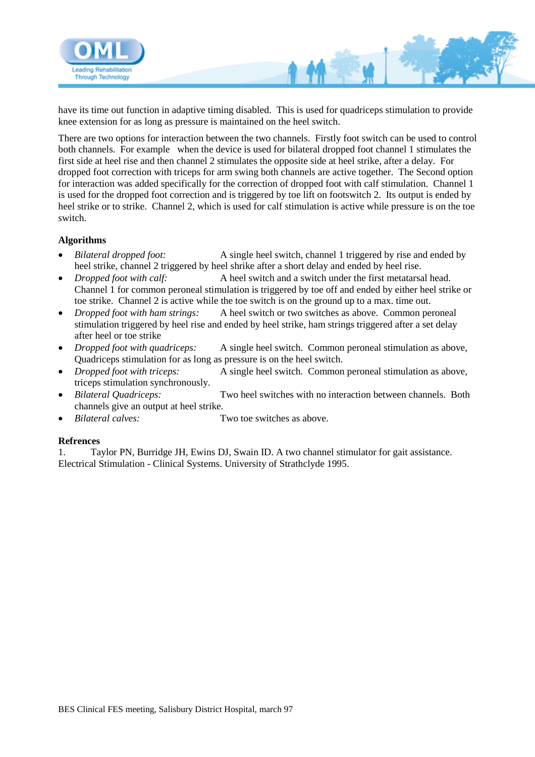have its time out function in adaptive timing disabled. This is used for quadriceps stimulation to provide knee extension for as long as pressure is maintained on the heel switch.

There are two options for interaction between the two channels. Firstly foot switch can be used to control both channels. For example when the device is used for bilateral dropped foot channel 1 stimulates the first side at heel rise and then channel 2 stimulates the opposite side at heel strike, after a delay. For dropped foot correction with triceps for arm swing both channels are active together. The Second option for interaction was added specifically for the correction of dropped foot with calf stimulation. Channel 1 is used for the dropped foot correction and is triggered by toe lift on footswitch 2. Its output is ended by heel strike or to strike. Channel 2, which is used for calf stimulation is active while pressure is on the toe switch.

**Algorithms**

- *Bilateral dropped foot:* A single heel switch, channel 1 triggered by rise and ended by heel strike, channel 2 triggered by heel shrike after a short delay and ended by heel rise.
- *Dropped foot with calf:* A heel switch and a switch under the first metatarsal head. Channel 1 for common peroneal stimulation is triggered by toe off and ended by either heel strike or toe strike. Channel 2 is active while the toe switch is on the ground up to a max. time out.
- *Dropped foot with ham strings:* A heel switch or two switches as above. Common peroneal stimulation triggered by heel rise and ended by heel strike, ham strings triggered after a set delay after heel or toe strike
- *Dropped foot with quadriceps:* A single heel switch. Common peroneal stimulation as above, Quadriceps stimulation for as long as pressure is on the heel switch.
- *Dropped foot with triceps:* A single heel switch. Common peroneal stimulation as above, triceps stimulation synchronously.
- *Bilateral Quadriceps:* Two heel switches with no interaction between channels. Both channels give an output at heel strike.
- *Bilateral calves:* Two toe switches as above.

**Refrences**

1. Taylor PN, Burridge JH, Ewins DJ, Swain ID. A two channel stimulator for gait assistance. Electrical Stimulation - Clinical Systems. University of Strathclyde 1995.